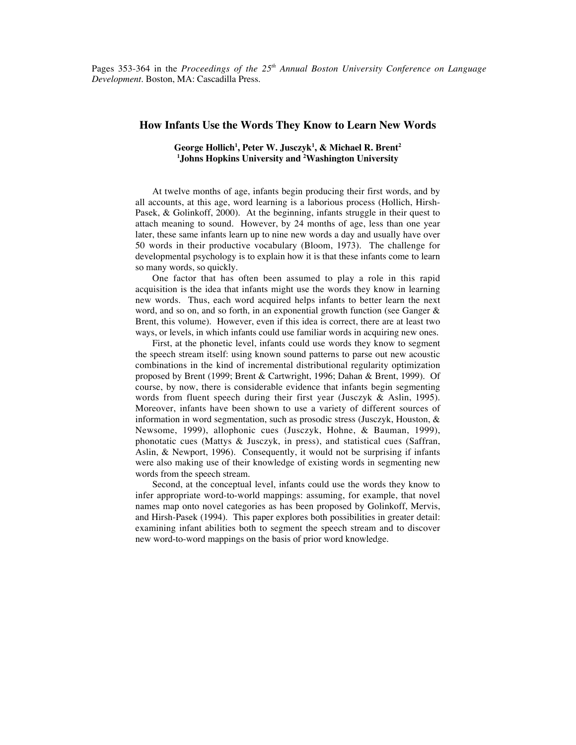Pages 353-364 in the *Proceedings of the 25th Annual Boston University Conference on Language Development*. Boston, MA: Cascadilla Press.

# How Infants Use the Words They Know to Learn New Words

**George Hollich[1], Peter W. Jusczyk[1], & Michael R. Brent[2]**
**[1]Johns Hopkins University and [2]Washington University**

At twelve months of age, infants begin producing their first words, and by all accounts, at this age, word learning is a laborious process (Hollich, Hirsh-Pasek, & Golinkoff, 2000). At the beginning, infants struggle in their quest to attach meaning to sound. However, by 24 months of age, less than one year later, these same infants learn up to nine new words a day and usually have over 50 words in their productive vocabulary (Bloom, 1973). The challenge for developmental psychology is to explain how it is that these infants come to learn so many words, so quickly.

One factor that has often been assumed to play a role in this rapid acquisition is the idea that infants might use the words they know in learning new words. Thus, each word acquired helps infants to better learn the next word, and so on, and so forth, in an exponential growth function (see Ganger & Brent, this volume). However, even if this idea is correct, there are at least two ways, or levels, in which infants could use familiar words in acquiring new ones.

First, at the phonetic level, infants could use words they know to segment the speech stream itself: using known sound patterns to parse out new acoustic combinations in the kind of incremental distributional regularity optimization proposed by Brent (1999; Brent & Cartwright, 1996; Dahan & Brent, 1999). Of course, by now, there is considerable evidence that infants begin segmenting words from fluent speech during their first year (Jusczyk & Aslin, 1995). Moreover, infants have been shown to use a variety of different sources of information in word segmentation, such as prosodic stress (Jusczyk, Houston, & Newsome, 1999), allophonic cues (Jusczyk, Hohne, & Bauman, 1999), phonotatic cues (Mattys & Jusczyk, in press), and statistical cues (Saffran, Aslin, & Newport, 1996). Consequently, it would not be surprising if infants were also making use of their knowledge of existing words in segmenting new words from the speech stream.

Second, at the conceptual level, infants could use the words they know to infer appropriate word-to-world mappings: assuming, for example, that novel names map onto novel categories as has been proposed by Golinkoff, Mervis, and Hirsh-Pasek (1994). This paper explores both possibilities in greater detail: examining infant abilities both to segment the speech stream and to discover new word-to-word mappings on the basis of prior word knowledge.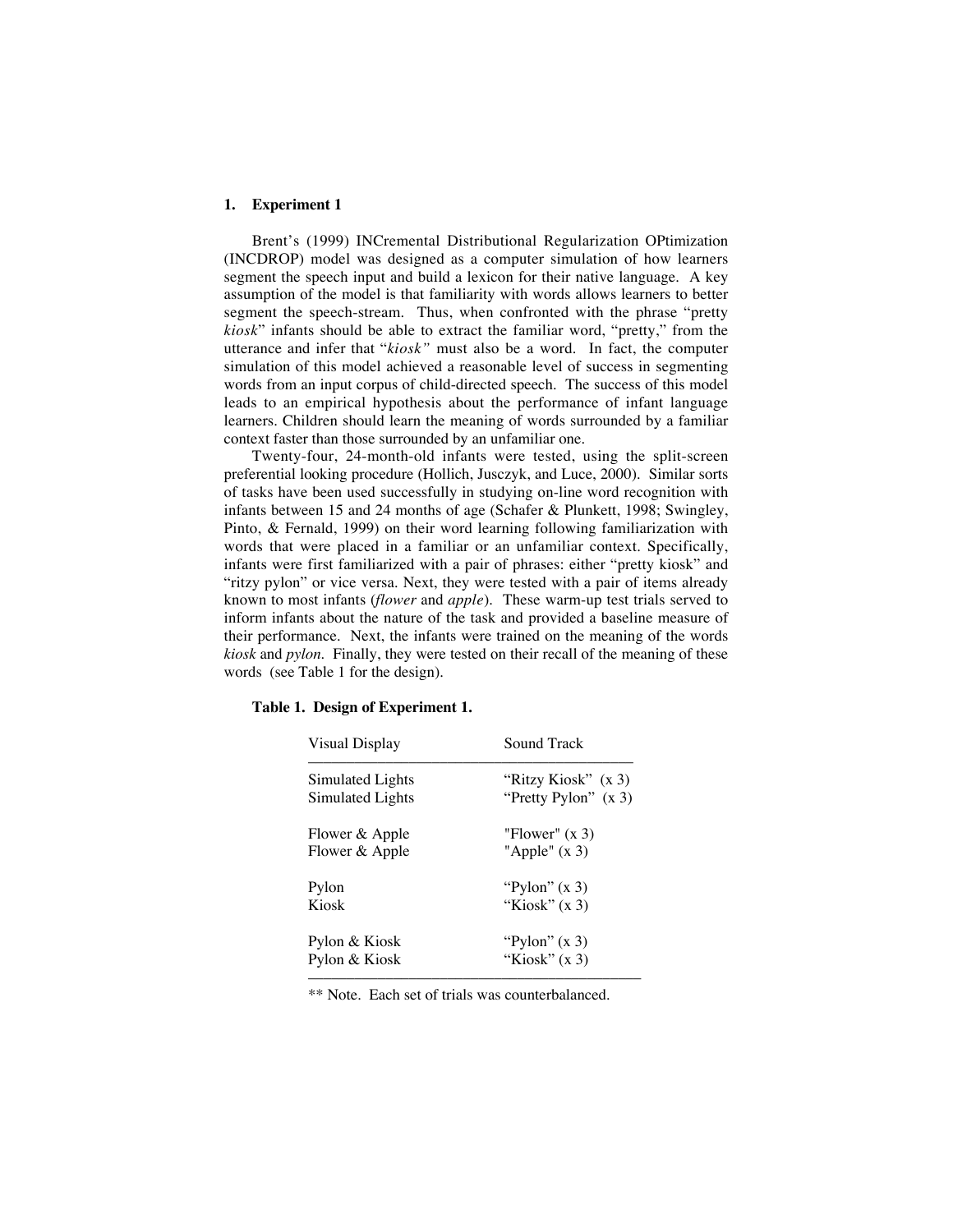## 1. Experiment 1

Brent's (1999) INCremental Distributional Regularization OPtimization (INCDROP) model was designed as a computer simulation of how learners segment the speech input and build a lexicon for their native language. A key assumption of the model is that familiarity with words allows learners to better segment the speech-stream. Thus, when confronted with the phrase "pretty *kiosk*" infants should be able to extract the familiar word, "pretty," from the utterance and infer that "*kiosk"* must also be a word. In fact, the computer simulation of this model achieved a reasonable level of success in segmenting words from an input corpus of child-directed speech. The success of this model leads to an empirical hypothesis about the performance of infant language learners. Children should learn the meaning of words surrounded by a familiar context faster than those surrounded by an unfamiliar one.

Twenty-four, 24-month-old infants were tested, using the split-screen preferential looking procedure (Hollich, Jusczyk, and Luce, 2000). Similar sorts of tasks have been used successfully in studying on-line word recognition with infants between 15 and 24 months of age (Schafer & Plunkett, 1998; Swingley, Pinto, & Fernald, 1999) on their word learning following familiarization with words that were placed in a familiar or an unfamiliar context. Specifically, infants were first familiarized with a pair of phrases: either "pretty kiosk" and "ritzy pylon" or vice versa. Next, they were tested with a pair of items already known to most infants (*flower* and *apple*). These warm-up test trials served to inform infants about the nature of the task and provided a baseline measure of their performance. Next, the infants were trained on the meaning of the words *kiosk* and *pylon*. Finally, they were tested on their recall of the meaning of these words (see Table 1 for the design).

**Table 1. Design of Experiment 1.**

| Visual Display | Sound Track |
|---|---|
| Simulated Lights | "Ritzy Kiosk" (x 3) |
| Simulated Lights | "Pretty Pylon" (x 3) |
| Flower & Apple | "Flower" (x 3) |
| Flower & Apple | "Apple" (x 3) |
| Pylon | "Pylon" (x 3) |
| Kiosk | "Kiosk" (x 3) |
| Pylon & Kiosk | "Pylon" (x 3) |
| Pylon & Kiosk | "Kiosk" (x 3) |

** Note. Each set of trials was counterbalanced.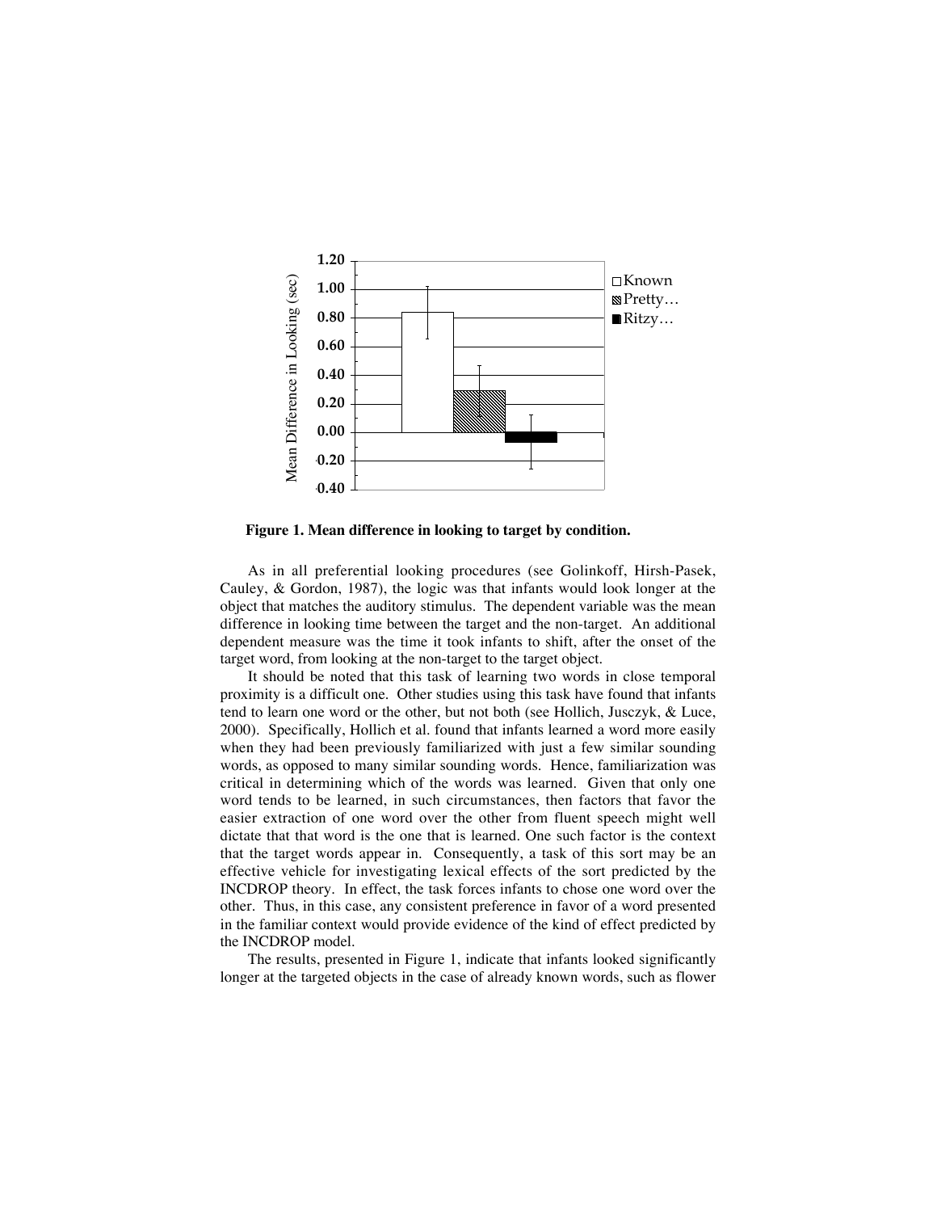**Figure 1. Mean difference in looking to target by condition.**

As in all preferential looking procedures (see Golinkoff, Hirsh-Pasek, Cauley, & Gordon, 1987), the logic was that infants would look longer at the object that matches the auditory stimulus. The dependent variable was the mean difference in looking time between the target and the non-target. An additional dependent measure was the time it took infants to shift, after the onset of the target word, from looking at the non-target to the target object.

It should be noted that this task of learning two words in close temporal proximity is a difficult one. Other studies using this task have found that infants tend to learn one word or the other, but not both (see Hollich, Jusczyk, & Luce, 2000). Specifically, Hollich et al. found that infants learned a word more easily when they had been previously familiarized with just a few similar sounding words, as opposed to many similar sounding words. Hence, familiarization was critical in determining which of the words was learned. Given that only one word tends to be learned, in such circumstances, then factors that favor the easier extraction of one word over the other from fluent speech might well dictate that that word is the one that is learned. One such factor is the context that the target words appear in. Consequently, a task of this sort may be an effective vehicle for investigating lexical effects of the sort predicted by the INCDROP theory. In effect, the task forces infants to chose one word over the other. Thus, in this case, any consistent preference in favor of a word presented in the familiar context would provide evidence of the kind of effect predicted by the INCDROP model.

The results, presented in Figure 1, indicate that infants looked significantly longer at the targeted objects in the case of already known words, such as flower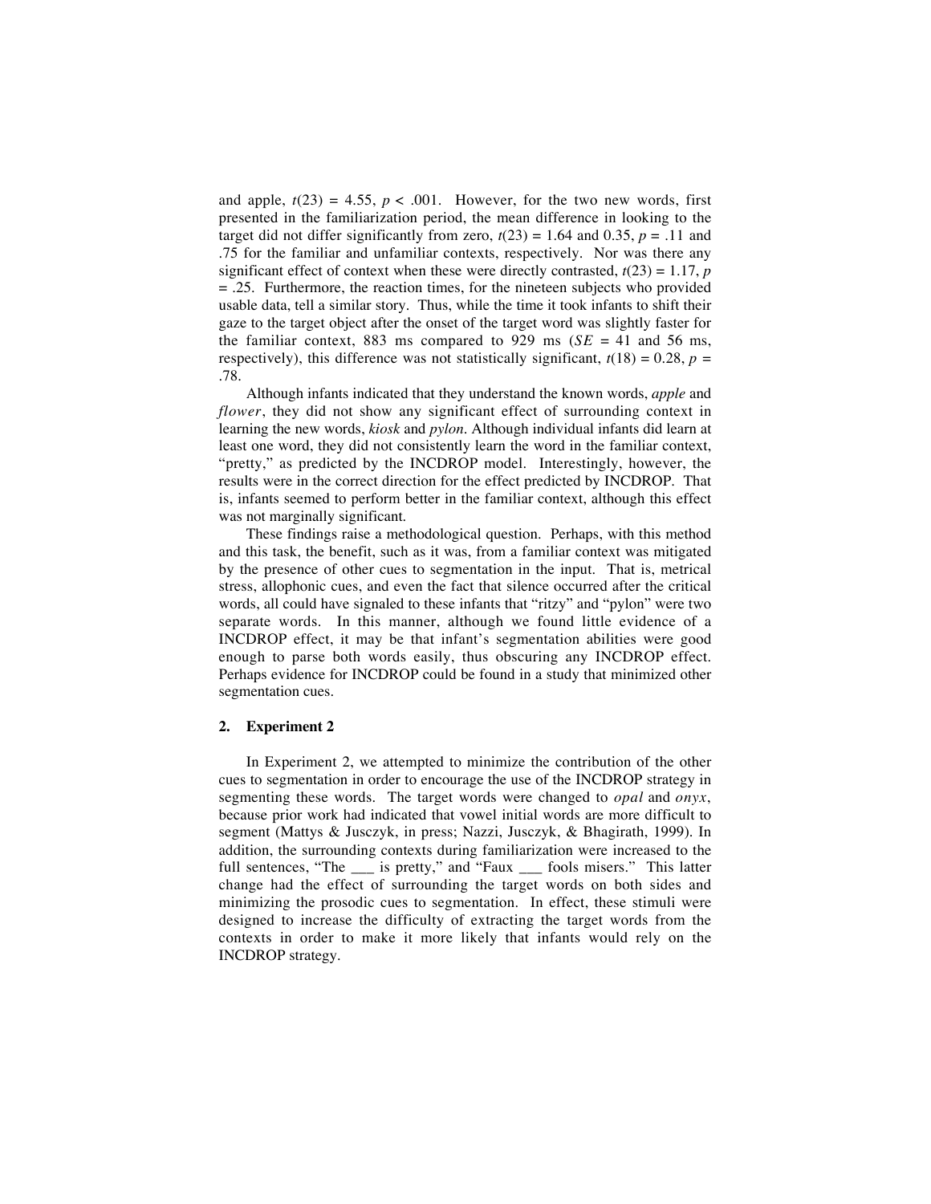and apple, $t(23) = 4.55$, $p < .001$. However, for the two new words, first presented in the familiarization period, the mean difference in looking to the target did not differ significantly from zero, $t(23) = 1.64$ and $0.35$, $p = .11$ and $.75$ for the familiar and unfamiliar contexts, respectively. Nor was there any significant effect of context when these were directly contrasted, $t(23) = 1.17$, $p = .25$. Furthermore, the reaction times, for the nineteen subjects who provided usable data, tell a similar story. Thus, while the time it took infants to shift their gaze to the target object after the onset of the target word was slightly faster for the familiar context, 883 ms compared to 929 ms ($SE$ = 41 and 56 ms, respectively), this difference was not statistically significant, $t(18) = 0.28$, $p = .78$.

Although infants indicated that they understand the known words, *apple* and *flower*, they did not show any significant effect of surrounding context in learning the new words, *kiosk* and *pylon*. Although individual infants did learn at least one word, they did not consistently learn the word in the familiar context, "pretty," as predicted by the INCDROP model. Interestingly, however, the results were in the correct direction for the effect predicted by INCDROP. That is, infants seemed to perform better in the familiar context, although this effect was not marginally significant.

These findings raise a methodological question. Perhaps, with this method and this task, the benefit, such as it was, from a familiar context was mitigated by the presence of other cues to segmentation in the input. That is, metrical stress, allophonic cues, and even the fact that silence occurred after the critical words, all could have signaled to these infants that "ritzy" and "pylon" were two separate words. In this manner, although we found little evidence of a INCDROP effect, it may be that infant's segmentation abilities were good enough to parse both words easily, thus obscuring any INCDROP effect. Perhaps evidence for INCDROP could be found in a study that minimized other segmentation cues.

## 2. Experiment 2

In Experiment 2, we attempted to minimize the contribution of the other cues to segmentation in order to encourage the use of the INCDROP strategy in segmenting these words. The target words were changed to *opal* and *onyx*, because prior work had indicated that vowel initial words are more difficult to segment (Mattys & Jusczyk, in press; Nazzi, Jusczyk, & Bhagirath, 1999). In addition, the surrounding contexts during familiarization were increased to the full sentences, "The ___ is pretty," and "Faux ___ fools misers." This latter change had the effect of surrounding the target words on both sides and minimizing the prosodic cues to segmentation. In effect, these stimuli were designed to increase the difficulty of extracting the target words from the contexts in order to make it more likely that infants would rely on the INCDROP strategy.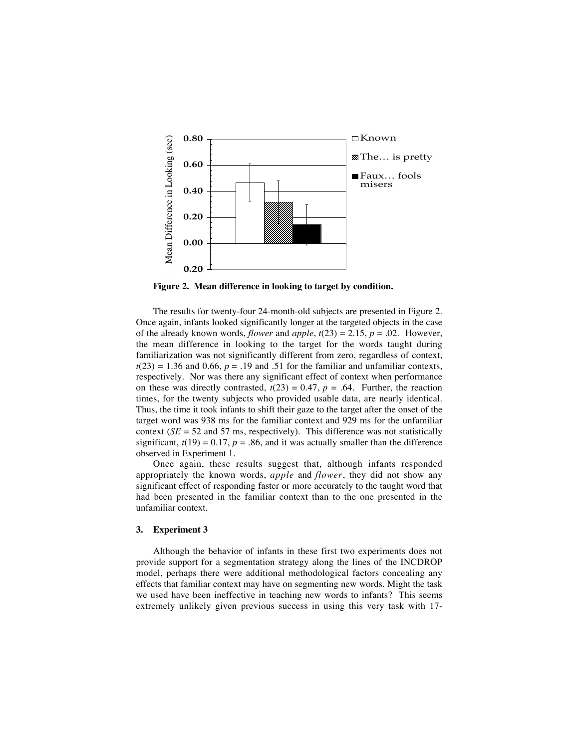**Figure 2. Mean difference in looking to target by condition.**

The results for twenty-four 24-month-old subjects are presented in Figure 2. Once again, infants looked significantly longer at the targeted objects in the case of the already known words, *flower* and *apple*, $t(23) = 2.15$, $p = .02$. However, the mean difference in looking to the target for the words taught during familiarization was not significantly different from zero, regardless of context, $t(23) = 1.36$ and $0.66$, $p = .19$ and $.51$ for the familiar and unfamiliar contexts, respectively. Nor was there any significant effect of context when performance on these was directly contrasted, $t(23) = 0.47$, $p = .64$. Further, the reaction times, for the twenty subjects who provided usable data, are nearly identical. Thus, the time it took infants to shift their gaze to the target after the onset of the target word was 938 ms for the familiar context and 929 ms for the unfamiliar context ($SE = 52$ and 57 ms, respectively). This difference was not statistically significant, $t(19) = 0.17$, $p = .86$, and it was actually smaller than the difference observed in Experiment 1.

Once again, these results suggest that, although infants responded appropriately the known words, *apple* and *flower*, they did not show any significant effect of responding faster or more accurately to the taught word that had been presented in the familiar context than to the one presented in the unfamiliar context.

### 3. Experiment 3

Although the behavior of infants in these first two experiments does not provide support for a segmentation strategy along the lines of the INCDROP model, perhaps there were additional methodological factors concealing any effects that familiar context may have on segmenting new words. Might the task we used have been ineffective in teaching new words to infants? This seems extremely unlikely given previous success in using this very task with 17-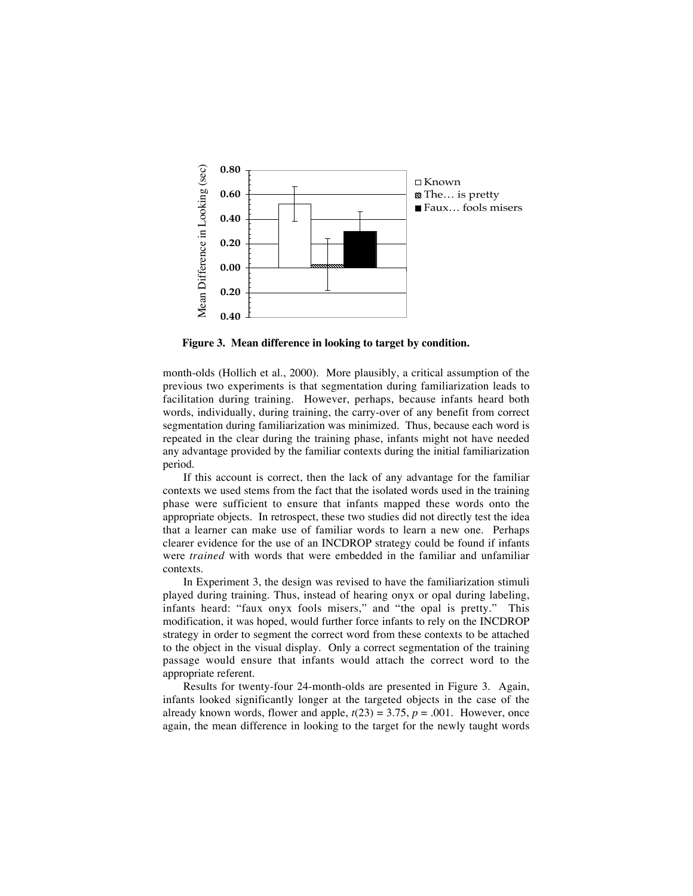Figure 3. Mean difference in looking to target by condition.

month-olds (Hollich et al., 2000). More plausibly, a critical assumption of the previous two experiments is that segmentation during familiarization leads to facilitation during training. However, perhaps, because infants heard both words, individually, during training, the carry-over of any benefit from correct segmentation during familiarization was minimized. Thus, because each word is repeated in the clear during the training phase, infants might not have needed any advantage provided by the familiar contexts during the initial familiarization period.

If this account is correct, then the lack of any advantage for the familiar contexts we used stems from the fact that the isolated words used in the training phase were sufficient to ensure that infants mapped these words onto the appropriate objects. In retrospect, these two studies did not directly test the idea that a learner can make use of familiar words to learn a new one. Perhaps clearer evidence for the use of an INCDROP strategy could be found if infants were *trained* with words that were embedded in the familiar and unfamiliar contexts.

In Experiment 3, the design was revised to have the familiarization stimuli played during training. Thus, instead of hearing onyx or opal during labeling, infants heard: "faux onyx fools misers," and "the opal is pretty." This modification, it was hoped, would further force infants to rely on the INCDROP strategy in order to segment the correct word from these contexts to be attached to the object in the visual display. Only a correct segmentation of the training passage would ensure that infants would attach the correct word to the appropriate referent.

Results for twenty-four 24-month-olds are presented in Figure 3. Again, infants looked significantly longer at the targeted objects in the case of the already known words, flower and apple, $t(23) = 3.75$, $p = .001$. However, once again, the mean difference in looking to the target for the newly taught words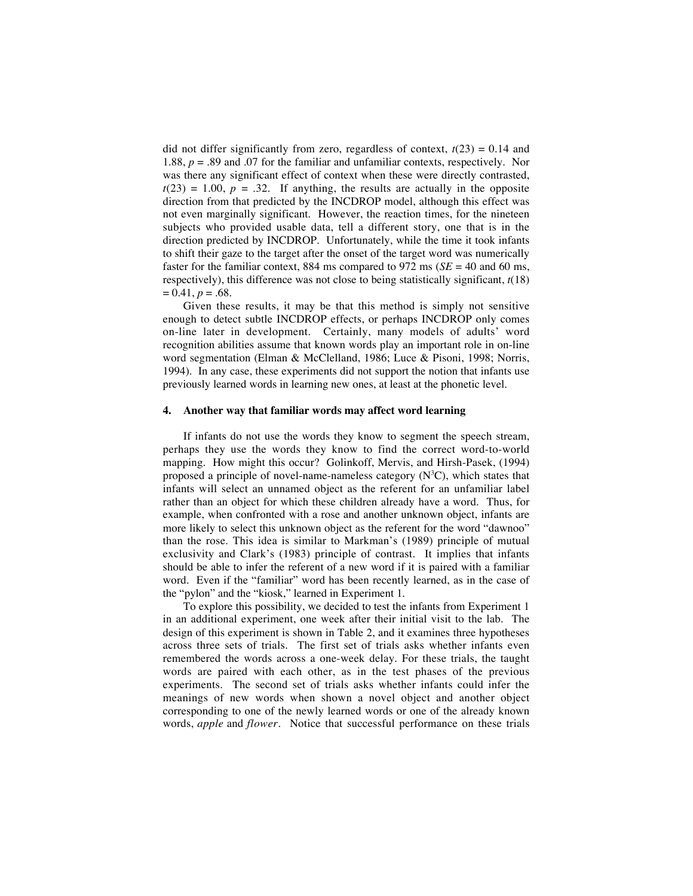did not differ significantly from zero, regardless of context, $t(23) = 0.14$ and 1.88, $p = .89$ and .07 for the familiar and unfamiliar contexts, respectively. Nor was there any significant effect of context when these were directly contrasted, $t(23) = 1.00$, $p = .32$. If anything, the results are actually in the opposite direction from that predicted by the INCDROP model, although this effect was not even marginally significant. However, the reaction times, for the nineteen subjects who provided usable data, tell a different story, one that is in the direction predicted by INCDROP. Unfortunately, while the time it took infants to shift their gaze to the target after the onset of the target word was numerically faster for the familiar context, 884 ms compared to 972 ms (*SE* = 40 and 60 ms, respectively), this difference was not close to being statistically significant, $t(18) = 0.41$, $p = .68$.

Given these results, it may be that this method is simply not sensitive enough to detect subtle INCDROP effects, or perhaps INCDROP only comes on-line later in development. Certainly, many models of adults' word recognition abilities assume that known words play an important role in on-line word segmentation (Elman & McClelland, 1986; Luce & Pisoni, 1998; Norris, 1994). In any case, these experiments did not support the notion that infants use previously learned words in learning new ones, at least at the phonetic level.

## 4. Another way that familiar words may affect word learning

If infants do not use the words they know to segment the speech stream, perhaps they use the words they know to find the correct word-to-world mapping. How might this occur? Golinkoff, Mervis, and Hirsh-Pasek, (1994) proposed a principle of novel-name-nameless category ($N^3C$), which states that infants will select an unnamed object as the referent for an unfamiliar label rather than an object for which these children already have a word. Thus, for example, when confronted with a rose and another unknown object, infants are more likely to select this unknown object as the referent for the word "dawnoo" than the rose. This idea is similar to Markman's (1989) principle of mutual exclusivity and Clark's (1983) principle of contrast. It implies that infants should be able to infer the referent of a new word if it is paired with a familiar word. Even if the "familiar" word has been recently learned, as in the case of the "pylon" and the "kiosk," learned in Experiment 1.

To explore this possibility, we decided to test the infants from Experiment 1 in an additional experiment, one week after their initial visit to the lab. The design of this experiment is shown in Table 2, and it examines three hypotheses across three sets of trials. The first set of trials asks whether infants even remembered the words across a one-week delay. For these trials, the taught words are paired with each other, as in the test phases of the previous experiments. The second set of trials asks whether infants could infer the meanings of new words when shown a novel object and another object corresponding to one of the newly learned words or one of the already known words, *apple* and *flower*. Notice that successful performance on these trials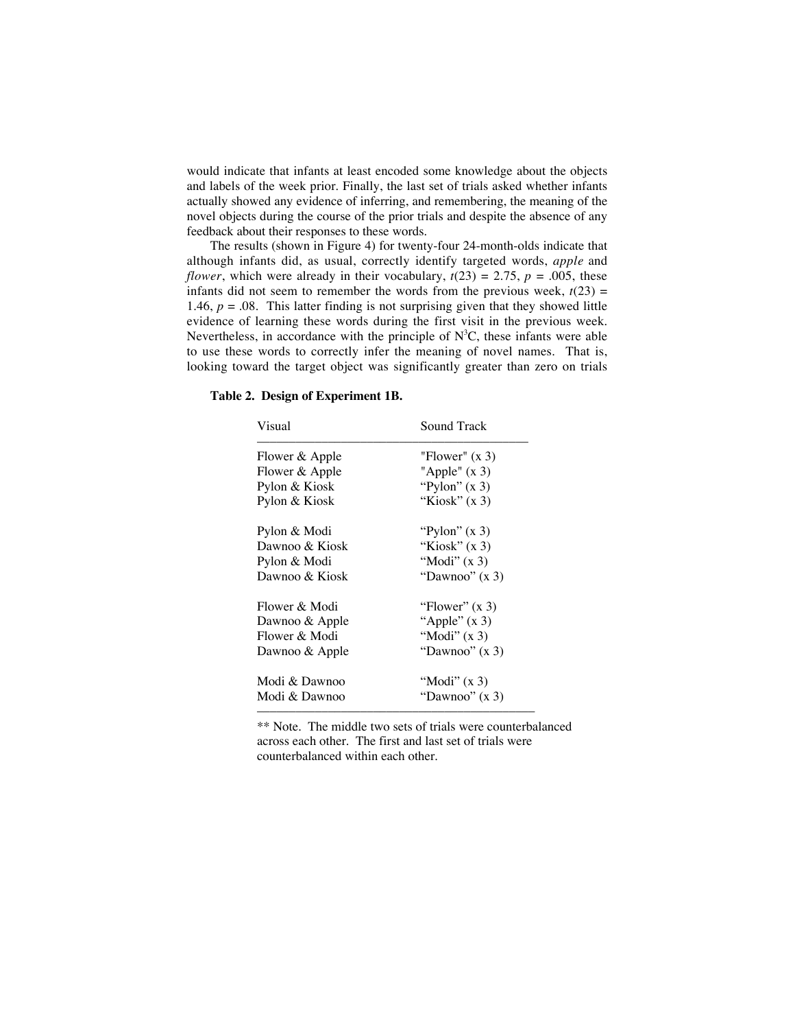would indicate that infants at least encoded some knowledge about the objects and labels of the week prior. Finally, the last set of trials asked whether infants actually showed any evidence of inferring, and remembering, the meaning of the novel objects during the course of the prior trials and despite the absence of any feedback about their responses to these words.

The results (shown in Figure 4) for twenty-four 24-month-olds indicate that although infants did, as usual, correctly identify targeted words, *apple* and *flower*, which were already in their vocabulary, $t(23) = 2.75$, $p = .005$, these infants did not seem to remember the words from the previous week, $t(23) = 1.46$, $p = .08$. This latter finding is not surprising given that they showed little evidence of learning these words during the first visit in the previous week. Nevertheless, in accordance with the principle of $N^3C$, these infants were able to use these words to correctly infer the meaning of novel names. That is, looking toward the target object was significantly greater than zero on trials

**Table 2. Design of Experiment 1B.**

| Visual | Sound Track |
|---|---|
| Flower & Apple | "Flower" (x 3) |
| Flower & Apple | "Apple" (x 3) |
| Pylon & Kiosk | "Pylon" (x 3) |
| Pylon & Kiosk | "Kiosk" (x 3) |
| | |
| Pylon & Modi | "Pylon" (x 3) |
| Dawnoo & Kiosk | "Kiosk" (x 3) |
| Pylon & Modi | "Modi" (x 3) |
| Dawnoo & Kiosk | "Dawnoo" (x 3) |
| | |
| Flower & Modi | "Flower" (x 3) |
| Dawnoo & Apple | "Apple" (x 3) |
| Flower & Modi | "Modi" (x 3) |
| Dawnoo & Apple | "Dawnoo" (x 3) |
| | |
| Modi & Dawnoo | "Modi" (x 3) |
| Modi & Dawnoo | "Dawnoo" (x 3) |

** Note. The middle two sets of trials were counterbalanced across each other. The first and last set of trials were counterbalanced within each other.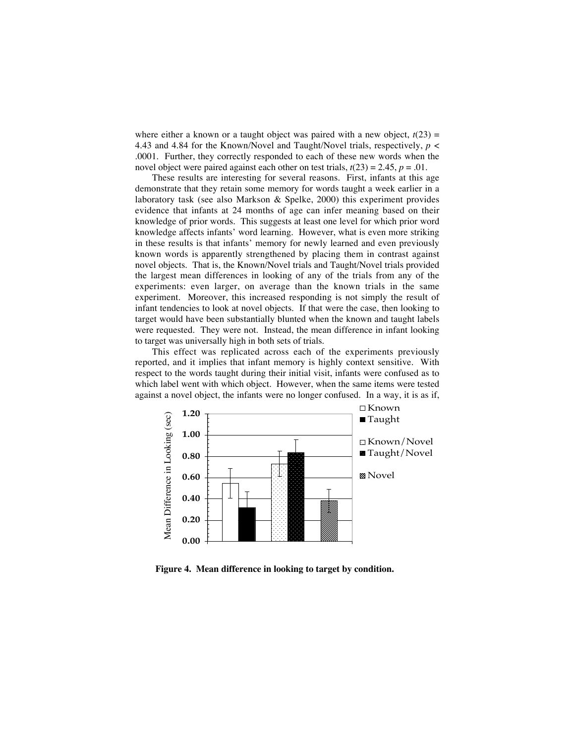where either a known or a taught object was paired with a new object, $t(23) = 4.43$ and $4.84$ for the Known/Novel and Taught/Novel trials, respectively, $p < .0001$. Further, they correctly responded to each of these new words when the novel object were paired against each other on test trials, $t(23) = 2.45$, $p = .01$.

These results are interesting for several reasons. First, infants at this age demonstrate that they retain some memory for words taught a week earlier in a laboratory task (see also Markson & Spelke, 2000) this experiment provides evidence that infants at 24 months of age can infer meaning based on their knowledge of prior words. This suggests at least one level for which prior word knowledge affects infants' word learning. However, what is even more striking in these results is that infants' memory for newly learned and even previously known words is apparently strengthened by placing them in contrast against novel objects. That is, the Known/Novel trials and Taught/Novel trials provided the largest mean differences in looking of any of the trials from any of the experiments: even larger, on average than the known trials in the same experiment. Moreover, this increased responding is not simply the result of infant tendencies to look at novel objects. If that were the case, then looking to target would have been substantially blunted when the known and taught labels were requested. They were not. Instead, the mean difference in infant looking to target was universally high in both sets of trials.

This effect was replicated across each of the experiments previously reported, and it implies that infant memory is highly context sensitive. With respect to the words taught during their initial visit, infants were confused as to which label went with which object. However, when the same items were tested against a novel object, the infants were no longer confused. In a way, it is as if,

**Figure 4. Mean difference in looking to target by condition.**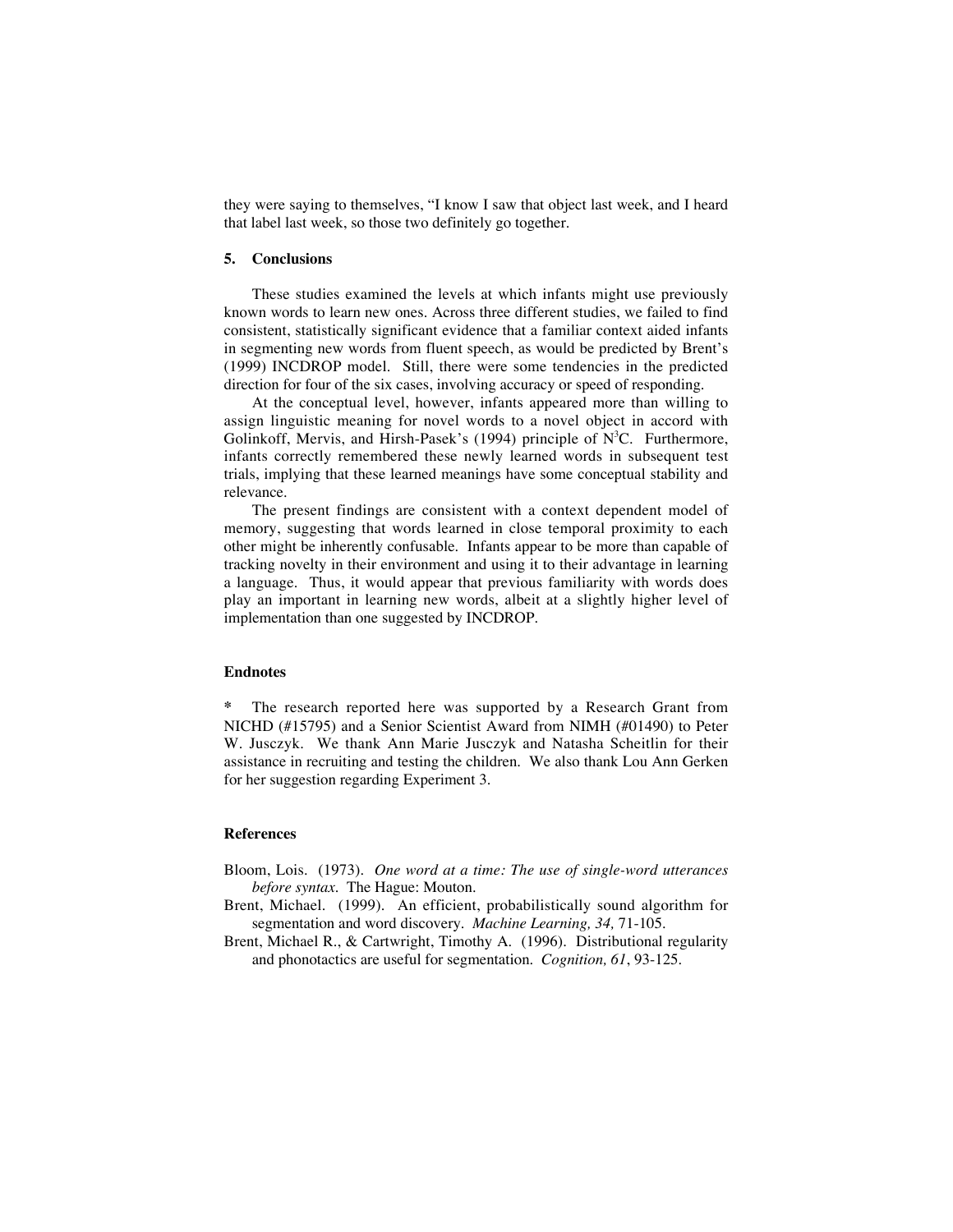they were saying to themselves, “I know I saw that object last week, and I heard that label last week, so those two definitely go together.

## 5. Conclusions

These studies examined the levels at which infants might use previously known words to learn new ones. Across three different studies, we failed to find consistent, statistically significant evidence that a familiar context aided infants in segmenting new words from fluent speech, as would be predicted by Brent’s (1999) INCDROP model. Still, there were some tendencies in the predicted direction for four of the six cases, involving accuracy or speed of responding.

At the conceptual level, however, infants appeared more than willing to assign linguistic meaning for novel words to a novel object in accord with Golinkoff, Mervis, and Hirsh-Pasek’s (1994) principle of $N^3C$. Furthermore, infants correctly remembered these newly learned words in subsequent test trials, implying that these learned meanings have some conceptual stability and relevance.

The present findings are consistent with a context dependent model of memory, suggesting that words learned in close temporal proximity to each other might be inherently confusable. Infants appear to be more than capable of tracking novelty in their environment and using it to their advantage in learning a language. Thus, it would appear that previous familiarity with words does play an important in learning new words, albeit at a slightly higher level of implementation than one suggested by INCDROP.

## Endnotes

**\*** The research reported here was supported by a Research Grant from NICHD (#15795) and a Senior Scientist Award from NIMH (#01490) to Peter W. Jusczyk. We thank Ann Marie Jusczyk and Natasha Scheitlin for their assistance in recruiting and testing the children. We also thank Lou Ann Gerken for her suggestion regarding Experiment 3.

## References

Bloom, Lois. (1973). *One word at a time: The use of single-word utterances before syntax.* The Hague: Mouton.

Brent, Michael. (1999). An efficient, probabilistically sound algorithm for segmentation and word discovery. *Machine Learning, 34,* 71-105.

Brent, Michael R., & Cartwright, Timothy A. (1996). Distributional regularity and phonotactics are useful for segmentation. *Cognition, 61*, 93-125.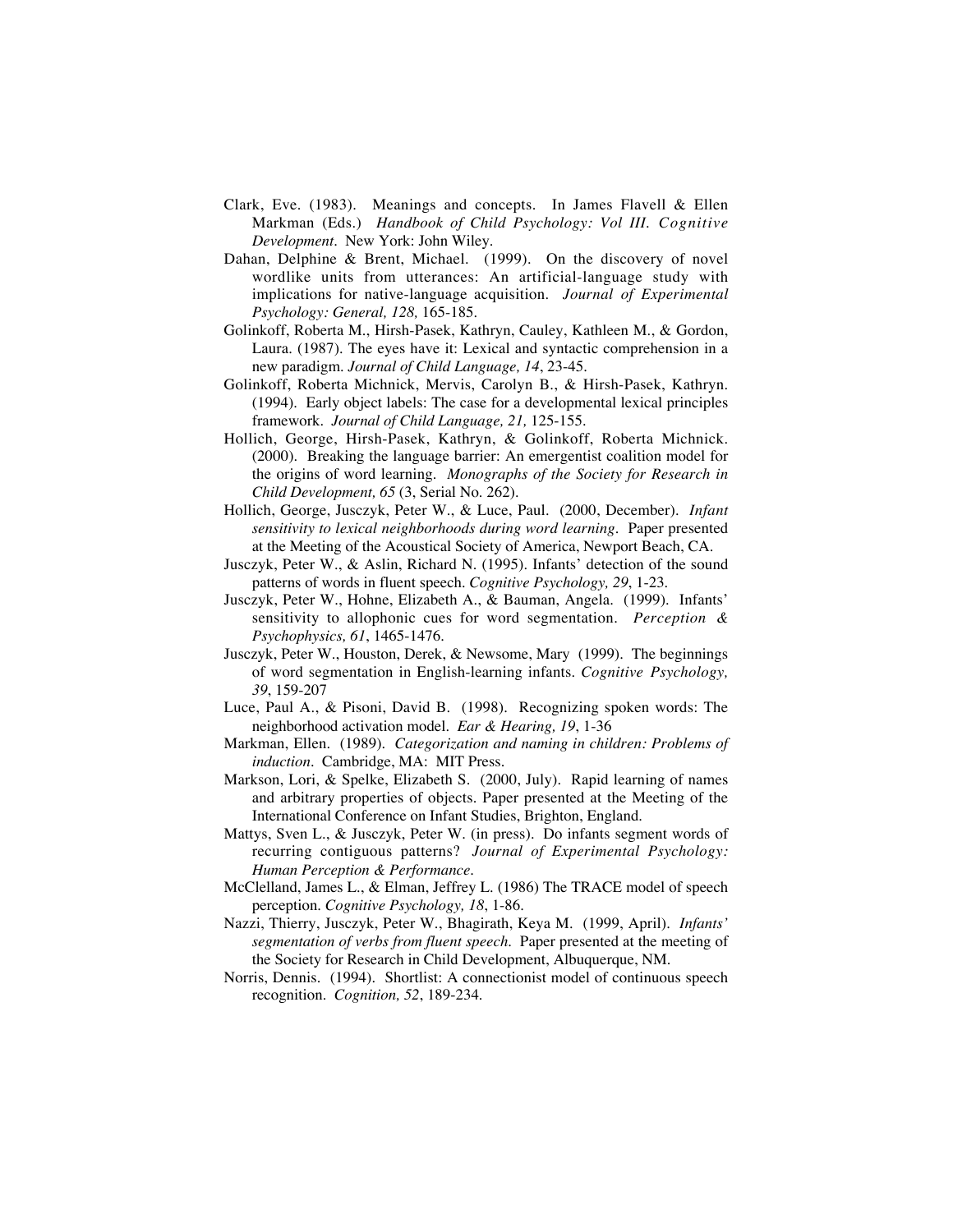Clark, Eve. (1983). Meanings and concepts. In James Flavell & Ellen Markman (Eds.) *Handbook of Child Psychology: Vol III. Cognitive Development*. New York: John Wiley.

Dahan, Delphine & Brent, Michael. (1999). On the discovery of novel wordlike units from utterances: An artificial-language study with implications for native-language acquisition. *Journal of Experimental Psychology: General, 128,* 165-185.

Golinkoff, Roberta M., Hirsh-Pasek, Kathryn, Cauley, Kathleen M., & Gordon, Laura. (1987). The eyes have it: Lexical and syntactic comprehension in a new paradigm. *Journal of Child Language, 14*, 23-45.

Golinkoff, Roberta Michnick, Mervis, Carolyn B., & Hirsh-Pasek, Kathryn. (1994). Early object labels: The case for a developmental lexical principles framework. *Journal of Child Language, 21,* 125-155.

Hollich, George, Hirsh-Pasek, Kathryn, & Golinkoff, Roberta Michnick. (2000). Breaking the language barrier: An emergentist coalition model for the origins of word learning. *Monographs of the Society for Research in Child Development, 65* (3, Serial No. 262).

Hollich, George, Jusczyk, Peter W., & Luce, Paul. (2000, December). *Infant sensitivity to lexical neighborhoods during word learning*. Paper presented at the Meeting of the Acoustical Society of America, Newport Beach, CA.

Jusczyk, Peter W., & Aslin, Richard N. (1995). Infants' detection of the sound patterns of words in fluent speech. *Cognitive Psychology, 29*, 1-23.

Jusczyk, Peter W., Hohne, Elizabeth A., & Bauman, Angela. (1999). Infants' sensitivity to allophonic cues for word segmentation. *Perception & Psychophysics, 61*, 1465-1476.

Jusczyk, Peter W., Houston, Derek, & Newsome, Mary (1999). The beginnings of word segmentation in English-learning infants. *Cognitive Psychology, 39*, 159-207

Luce, Paul A., & Pisoni, David B. (1998). Recognizing spoken words: The neighborhood activation model. *Ear & Hearing, 19*, 1-36

Markman, Ellen. (1989). *Categorization and naming in children: Problems of induction*. Cambridge, MA: MIT Press.

Markson, Lori, & Spelke, Elizabeth S. (2000, July). Rapid learning of names and arbitrary properties of objects. Paper presented at the Meeting of the International Conference on Infant Studies, Brighton, England.

Mattys, Sven L., & Jusczyk, Peter W. (in press). Do infants segment words of recurring contiguous patterns? *Journal of Experimental Psychology: Human Perception & Performance*.

McClelland, James L., & Elman, Jeffrey L. (1986) The TRACE model of speech perception. *Cognitive Psychology, 18*, 1-86.

Nazzi, Thierry, Jusczyk, Peter W., Bhagirath, Keya M. (1999, April). *Infants' segmentation of verbs from fluent speech*. Paper presented at the meeting of the Society for Research in Child Development, Albuquerque, NM.

Norris, Dennis. (1994). Shortlist: A connectionist model of continuous speech recognition. *Cognition, 52*, 189-234.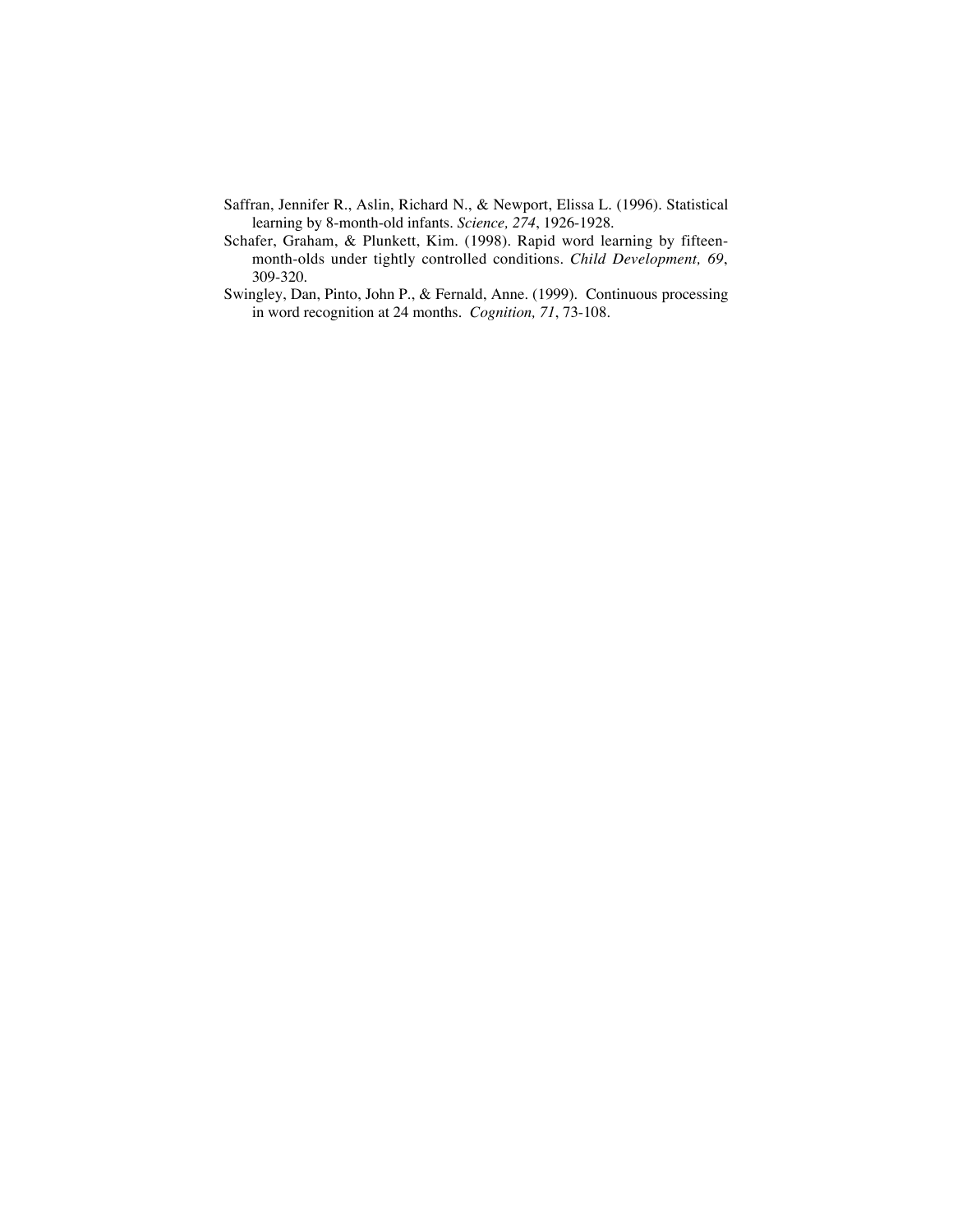Saffran, Jennifer R., Aslin, Richard N., & Newport, Elissa L. (1996). Statistical learning by 8-month-old infants. *Science, 274*, 1926-1928.

Schafer, Graham, & Plunkett, Kim. (1998). Rapid word learning by fifteen-month-olds under tightly controlled conditions. *Child Development, 69*, 309-320.

Swingley, Dan, Pinto, John P., & Fernald, Anne. (1999). Continuous processing in word recognition at 24 months. *Cognition, 71*, 73-108.